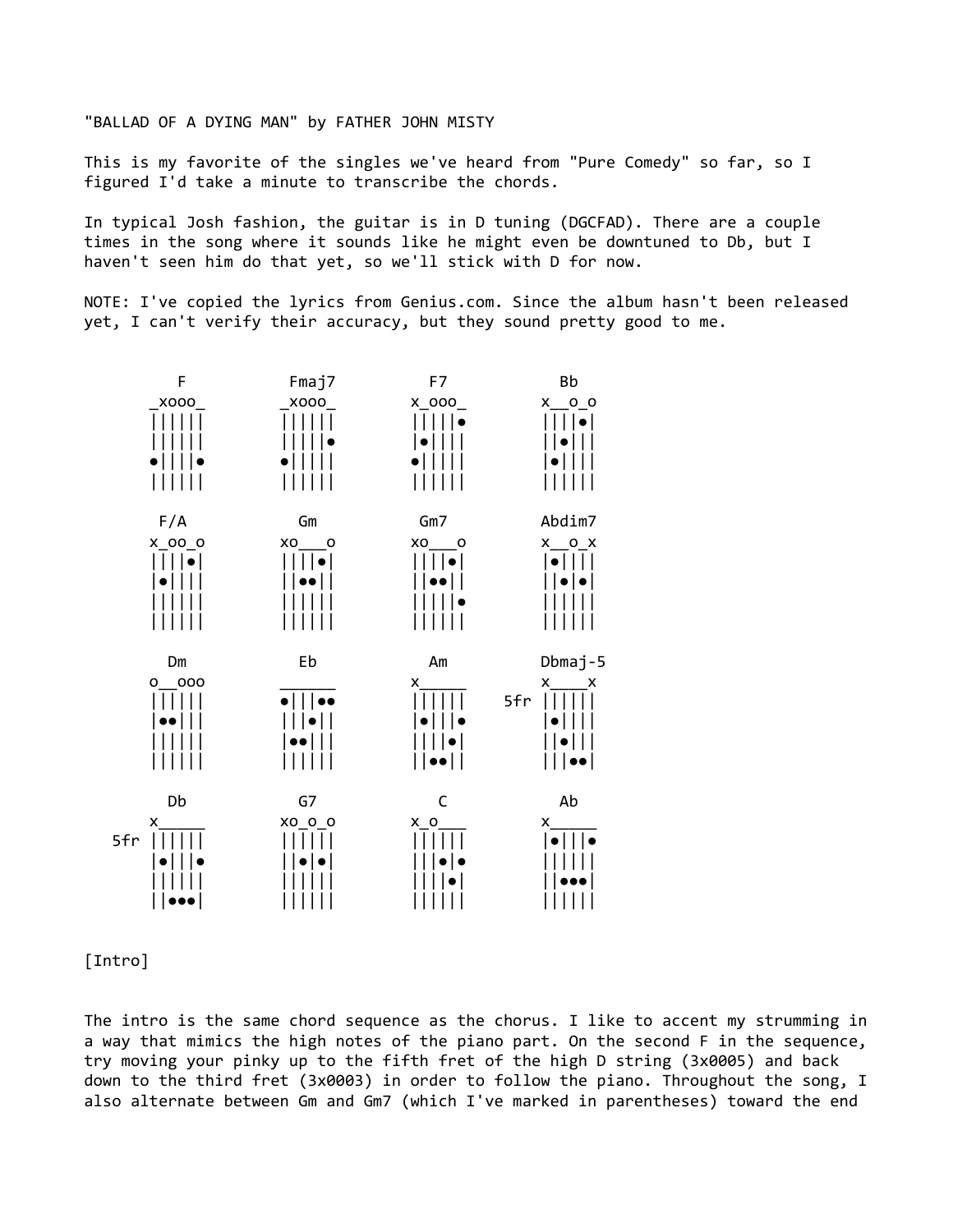"BALLAD OF A DYING MAN" by FATHER JOHN MISTY

This is my favorite of the singles we've heard from "Pure Comedy" so far, so I figured I'd take a minute to transcribe the chords.

In typical Josh fashion, the guitar is in D tuning (DGCFAD). There are a couple times in the song where it sounds like he might even be downtuned to Db, but I haven't seen him do that yet, so we'll stick with D for now.

NOTE: I've copied the lyrics from Genius.com. Since the album hasn't been released yet, I can't verify their accuracy, but they sound pretty good to me.

```
     F           Fmaj7         F7           Bb
   _xooo_       _xooo_       x_ooo_       x__o_o
   ||||||       ||||||       |||||●       ||||●|
   ||||||       |||||●       |●||||       ||●|||
   ●||||●       ●|||||       ●|||||       |●||||
   ||||||       ||||||       ||||||       ||||||

    F/A          Gm           Gm7         Abdim7
   x_oo_o       xo___o       xo___o       x__o_x
   ||||●|       ||||●|       ||||●|       |●||||
   |●||||       ||●●||       ||●●||       ||●|●|
   ||||||       ||||||       |||||●       ||||||
   ||||||       ||||||       ||||||       ||||||

     Dm           Eb           Am         Dbmaj-5
   o__ooo       ______       x_____       x____x
   ||||||       ●|||●●       ||||||   5fr ||||||
   |●●|||       |||●||       |●|||●       |●||||
   ||||||       |●●|||       ||||●|       ||●|||
   ||||||       ||||||       ||●●||       |||●●|

     Db           G7           C            Ab
   x_____       xo_o_o       x_o___       x_____
5fr ||||||       ||||||       ||||||       |●|||●
   |●|||●       ||●|●|       |||●|●       ||||||
   ||||||       ||||||       ||||●|       ||●●●|
   ||●●●|       ||||||       ||||||       ||||||
```

[Intro]

The intro is the same chord sequence as the chorus. I like to accent my strumming in a way that mimics the high notes of the piano part. On the second F in the sequence, try moving your pinky up to the fifth fret of the high D string (3x0005) and back down to the third fret (3x0003) in order to follow the piano. Throughout the song, I also alternate between Gm and Gm7 (which I've marked in parentheses) toward the end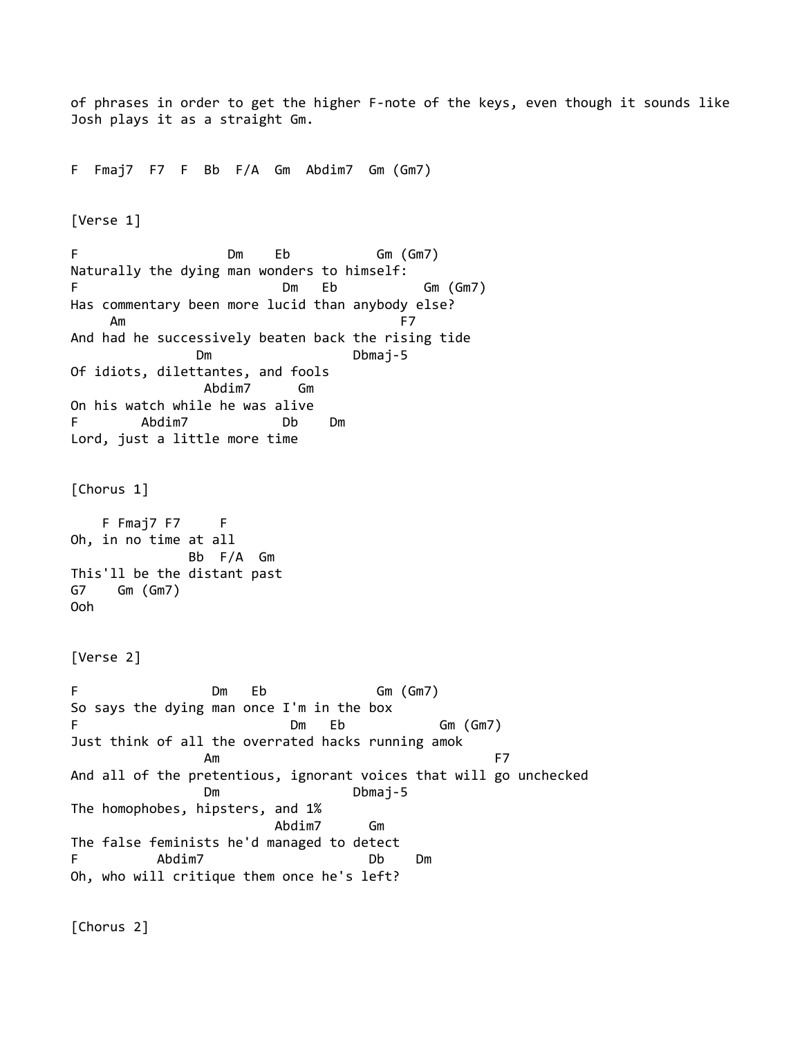of phrases in order to get the higher F-note of the keys, even though it sounds like Josh plays it as a straight Gm.

```
F  Fmaj7  F7  F  Bb  F/A  Gm  Abdim7  Gm (Gm7)
```

[Verse 1]

```
F                   Dm    Eb           Gm (Gm7)
Naturally the dying man wonders to himself:
F                          Dm   Eb           Gm (Gm7)
Has commentary been more lucid than anybody else?
     Am                                  F7
And had he successively beaten back the rising tide
              Dm                 Dbmaj-5
Of idiots, dilettantes, and fools
                 Abdim7      Gm
On his watch while he was alive
F        Abdim7            Db    Dm
Lord, just a little more time
```

[Chorus 1]

```
    F Fmaj7 F7     F
Oh, in no time at all
               Bb  F/A  Gm
This'll be the distant past
G7    Gm (Gm7)
Ooh
```

[Verse 2]

```
F                 Dm   Eb              Gm (Gm7)
So says the dying man once I'm in the box
F                          Dm   Eb            Gm (Gm7)
Just think of all the overrated hacks running amok
                 Am                                  F7
And all of the pretentious, ignorant voices that will go unchecked
                 Dm                 Dbmaj-5
The homophobes, hipsters, and 1%
                          Abdim7      Gm
The false feminists he'd managed to detect
F          Abdim7                    Db    Dm
Oh, who will critique them once he's left?
```

[Chorus 2]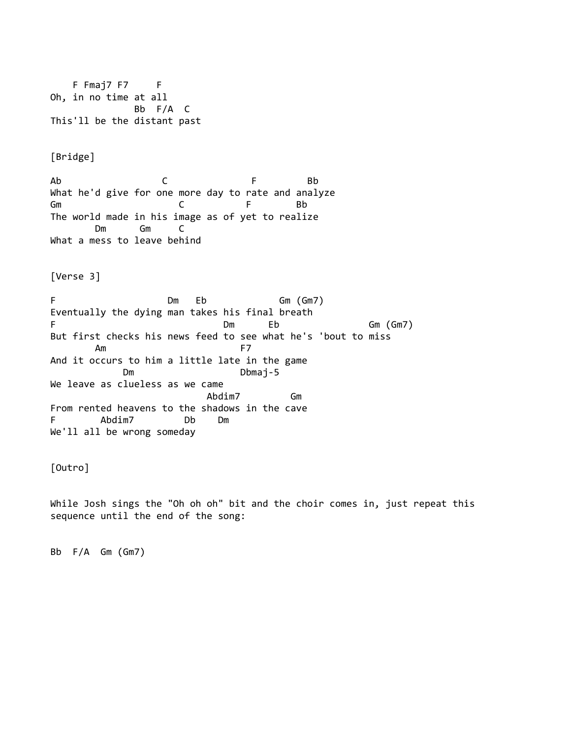```
    F Fmaj7 F7     F
Oh, in no time at all
               Bb  F/A  C
This'll be the distant past
```

[Bridge]

```
Ab                  C               F         Bb
What he'd give for one more day to rate and analyze
Gm                     C           F        Bb
The world made in his image as of yet to realize
        Dm      Gm     C
What a mess to leave behind
```

[Verse 3]

```
F                     Dm   Eb              Gm (Gm7)
Eventually the dying man takes his final breath
F                              Dm      Eb                 Gm (Gm7)
But first checks his news feed to see what he's 'bout to miss
        Am                       F7
And it occurs to him a little late in the game
             Dm                 Dbmaj-5
We leave as clueless as we came
                            Abdim7         Gm
From rented heavens to the shadows in the cave
F        Abdim7         Db    Dm
We'll all be wrong someday
```

[Outro]

While Josh sings the "Oh oh oh" bit and the choir comes in, just repeat this sequence until the end of the song:

```
Bb  F/A  Gm (Gm7)
```